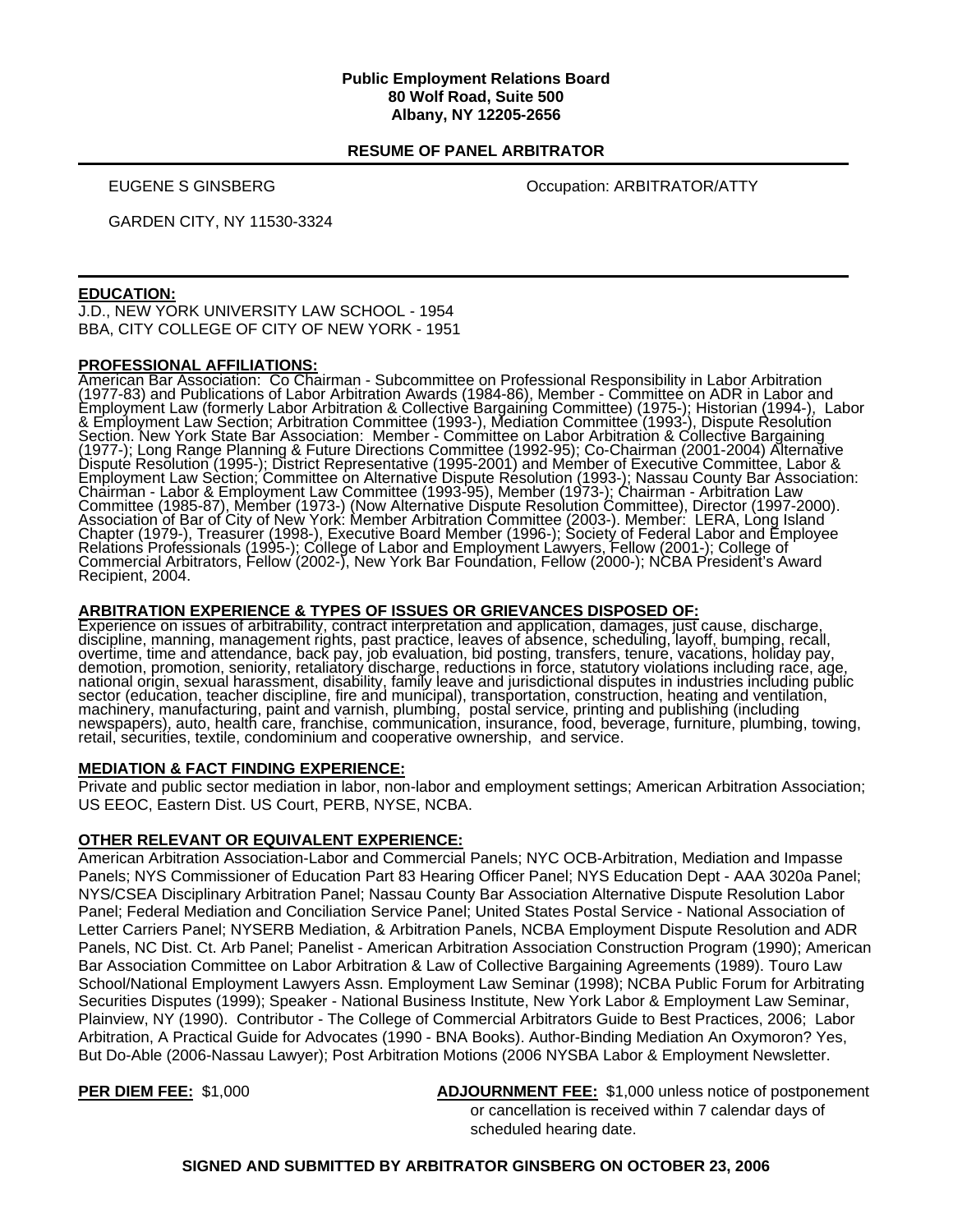**Public Employment Relations Board**
**80 Wolf Road, Suite 500**
**Albany, NY 12205-2656**

## RESUME OF PANEL ARBITRATOR

EUGENE S GINSBERG | Occupation: ARBITRATOR/ATTY

GARDEN CITY, NY 11530-3324

---

### EDUCATION:

J.D., NEW YORK UNIVERSITY LAW SCHOOL - 1954
BBA, CITY COLLEGE OF CITY OF NEW YORK - 1951

### PROFESSIONAL AFFILIATIONS:

American Bar Association: Co Chairman - Subcommittee on Professional Responsibility in Labor Arbitration (1977-83) and Publications of Labor Arbitration Awards (1984-86), Member - Committee on ADR in Labor and Employment Law (formerly Labor Arbitration & Collective Bargaining Committee) (1975-); Historian (1994-), Labor & Employment Law Section; Arbitration Committee (1993-), Mediation Committee (1993-), Dispute Resolution Section. New York State Bar Association: Member - Committee on Labor Arbitration & Collective Bargaining (1977-); Long Range Planning & Future Directions Committee (1992-95); Co-Chairman (2001-2004) Alternative Dispute Resolution (1995-); District Representative (1995-2001) and Member of Executive Committee, Labor & Employment Law Section; Committee on Alternative Dispute Resolution (1993-); Nassau County Bar Association: Chairman - Labor & Employment Law Committee (1993-95), Member (1973-); Chairman - Arbitration Law Committee (1985-87), Member (1973-) (Now Alternative Dispute Resolution Committee), Director (1997-2000). Association of Bar of City of New York: Member Arbitration Committee (2003-). Member: LERA, Long Island Chapter (1979-), Treasurer (1998-), Executive Board Member (1996-); Society of Federal Labor and Employee Relations Professionals (1995-); College of Labor and Employment Lawyers, Fellow (2001-); College of Commercial Arbitrators, Fellow (2002-), New York Bar Foundation, Fellow (2000-); NCBA President's Award Recipient, 2004.

### ARBITRATION EXPERIENCE & TYPES OF ISSUES OR GRIEVANCES DISPOSED OF:

Experience on issues of arbitrability, contract interpretation and application, damages, just cause, discharge, discipline, manning, management rights, past practice, leaves of absence, scheduling, layoff, bumping, recall, overtime, time and attendance, back pay, job evaluation, bid posting, transfers, tenure, vacations, holiday pay, demotion, promotion, seniority, retaliatory discharge, reductions in force, statutory violations including race, age, national origin, sexual harassment, disability, family leave and jurisdictional disputes in industries including public sector (education, teacher discipline, fire and municipal), transportation, construction, heating and ventilation, machinery, manufacturing, paint and varnish, plumbing, postal service, printing and publishing (including newspapers), auto, health care, franchise, communication, insurance, food, beverage, furniture, plumbing, towing, retail, securities, textile, condominium and cooperative ownership, and service.

### MEDIATION & FACT FINDING EXPERIENCE:

Private and public sector mediation in labor, non-labor and employment settings; American Arbitration Association; US EEOC, Eastern Dist. US Court, PERB, NYSE, NCBA.

### OTHER RELEVANT OR EQUIVALENT EXPERIENCE:

American Arbitration Association-Labor and Commercial Panels; NYC OCB-Arbitration, Mediation and Impasse Panels; NYS Commissioner of Education Part 83 Hearing Officer Panel; NYS Education Dept - AAA 3020a Panel; NYS/CSEA Disciplinary Arbitration Panel; Nassau County Bar Association Alternative Dispute Resolution Labor Panel; Federal Mediation and Conciliation Service Panel; United States Postal Service - National Association of Letter Carriers Panel; NYSERB Mediation, & Arbitration Panels, NCBA Employment Dispute Resolution and ADR Panels, NC Dist. Ct. Arb Panel; Panelist - American Arbitration Association Construction Program (1990); American Bar Association Committee on Labor Arbitration & Law of Collective Bargaining Agreements (1989). Touro Law School/National Employment Lawyers Assn. Employment Law Seminar (1998); NCBA Public Forum for Arbitrating Securities Disputes (1999); Speaker - National Business Institute, New York Labor & Employment Law Seminar, Plainview, NY (1990). Contributor - The College of Commercial Arbitrators Guide to Best Practices, 2006; Labor Arbitration, A Practical Guide for Advocates (1990 - BNA Books). Author-Binding Mediation An Oxymoron? Yes, But Do-Able (2006-Nassau Lawyer); Post Arbitration Motions (2006 NYSBA Labor & Employment Newsletter.

**PER DIEM FEE:** $1,000

**ADJOURNMENT FEE:** $1,000 unless notice of postponement or cancellation is received within 7 calendar days of scheduled hearing date.

**SIGNED AND SUBMITTED BY ARBITRATOR GINSBERG ON OCTOBER 23, 2006**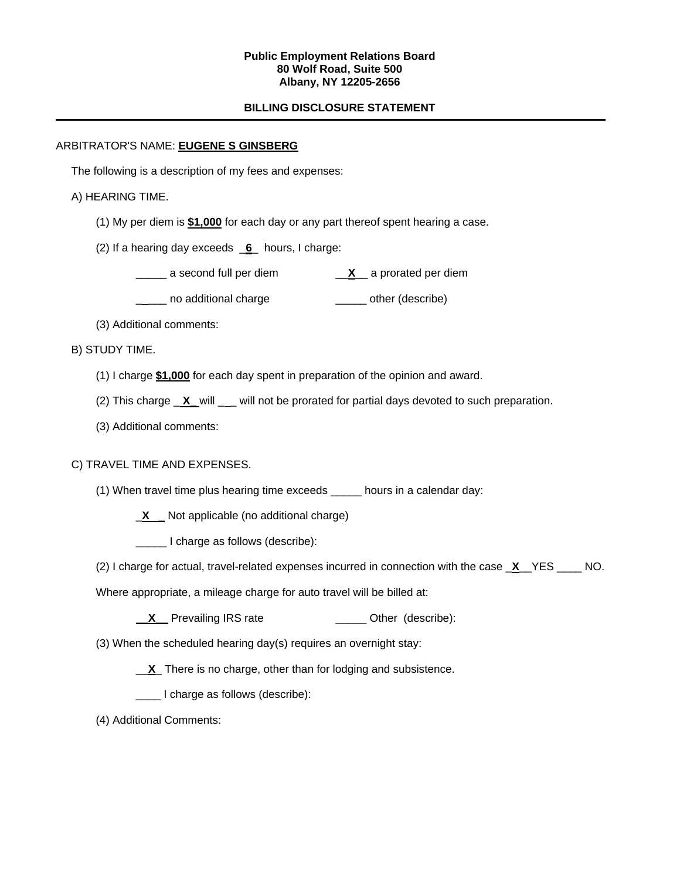**Public Employment Relations Board**
**80 Wolf Road, Suite 500**
**Albany, NY 12205-2656**

**BILLING DISCLOSURE STATEMENT**

---

ARBITRATOR'S NAME: **EUGENE S GINSBERG**

The following is a description of my fees and expenses:

A) HEARING TIME.

(1) My per diem is **$1,000** for each day or any part thereof spent hearing a case.

(2) If a hearing day exceeds _**6**_ hours, I charge:

_____ a second full per diem __**X**__ a prorated per diem

_____ no additional charge _____ other (describe)

(3) Additional comments:

B) STUDY TIME.

(1) I charge **$1,000** for each day spent in preparation of the opinion and award.

(2) This charge _**X**_ will ___ will not be prorated for partial days devoted to such preparation.

(3) Additional comments:

C) TRAVEL TIME AND EXPENSES.

(1) When travel time plus hearing time exceeds _____ hours in a calendar day:

_**X**_ Not applicable (no additional charge)

_____ I charge as follows (describe):

(2) I charge for actual, travel-related expenses incurred in connection with the case _**X**__YES ____ NO.

Where appropriate, a mileage charge for auto travel will be billed at:

__**X**__ Prevailing IRS rate _____ Other (describe):

(3) When the scheduled hearing day(s) requires an overnight stay:

__**X**_ There is no charge, other than for lodging and subsistence.

____ I charge as follows (describe):

(4) Additional Comments: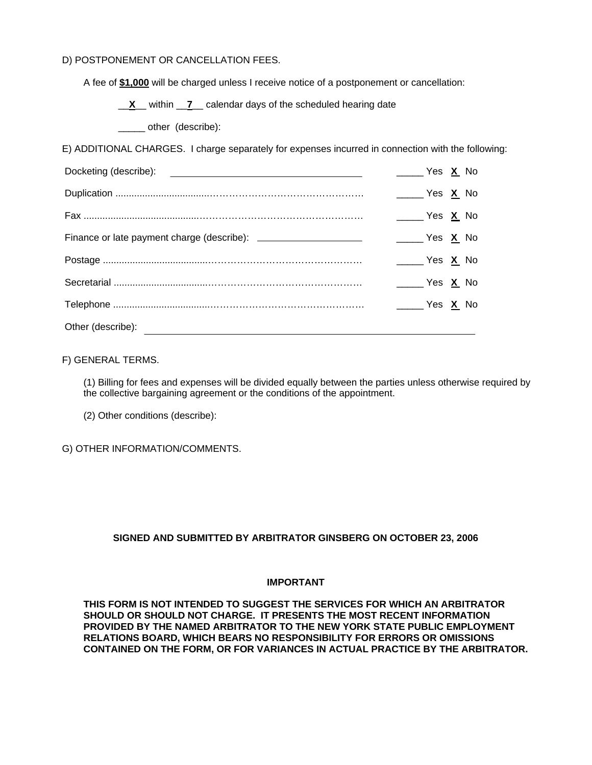D) POSTPONEMENT OR CANCELLATION FEES.

A fee of **$1,000** will be charged unless I receive notice of a postponement or cancellation:

__**X**__ within __**7**__ calendar days of the scheduled hearing date

_____ other (describe):

E) ADDITIONAL CHARGES. I charge separately for expenses incurred in connection with the following:

| | |
|---|---|
| Docketing (describe): ____________________ | _____ Yes **X** No |
| Duplication ................................................................ | _____ Yes **X** No |
| Fax ................................................................ | _____ Yes **X** No |
| Finance or late payment charge (describe): ____________ | _____ Yes **X** No |
| Postage ................................................................ | _____ Yes **X** No |
| Secretarial ................................................................ | _____ Yes **X** No |
| Telephone ................................................................ | _____ Yes **X** No |

Other (describe): ________________________________________

F) GENERAL TERMS.

(1) Billing for fees and expenses will be divided equally between the parties unless otherwise required by the collective bargaining agreement or the conditions of the appointment.

(2) Other conditions (describe):

G) OTHER INFORMATION/COMMENTS.

**SIGNED AND SUBMITTED BY ARBITRATOR GINSBERG ON OCTOBER 23, 2006**

**IMPORTANT**

**THIS FORM IS NOT INTENDED TO SUGGEST THE SERVICES FOR WHICH AN ARBITRATOR SHOULD OR SHOULD NOT CHARGE. IT PRESENTS THE MOST RECENT INFORMATION PROVIDED BY THE NAMED ARBITRATOR TO THE NEW YORK STATE PUBLIC EMPLOYMENT RELATIONS BOARD, WHICH BEARS NO RESPONSIBILITY FOR ERRORS OR OMISSIONS CONTAINED ON THE FORM, OR FOR VARIANCES IN ACTUAL PRACTICE BY THE ARBITRATOR.**